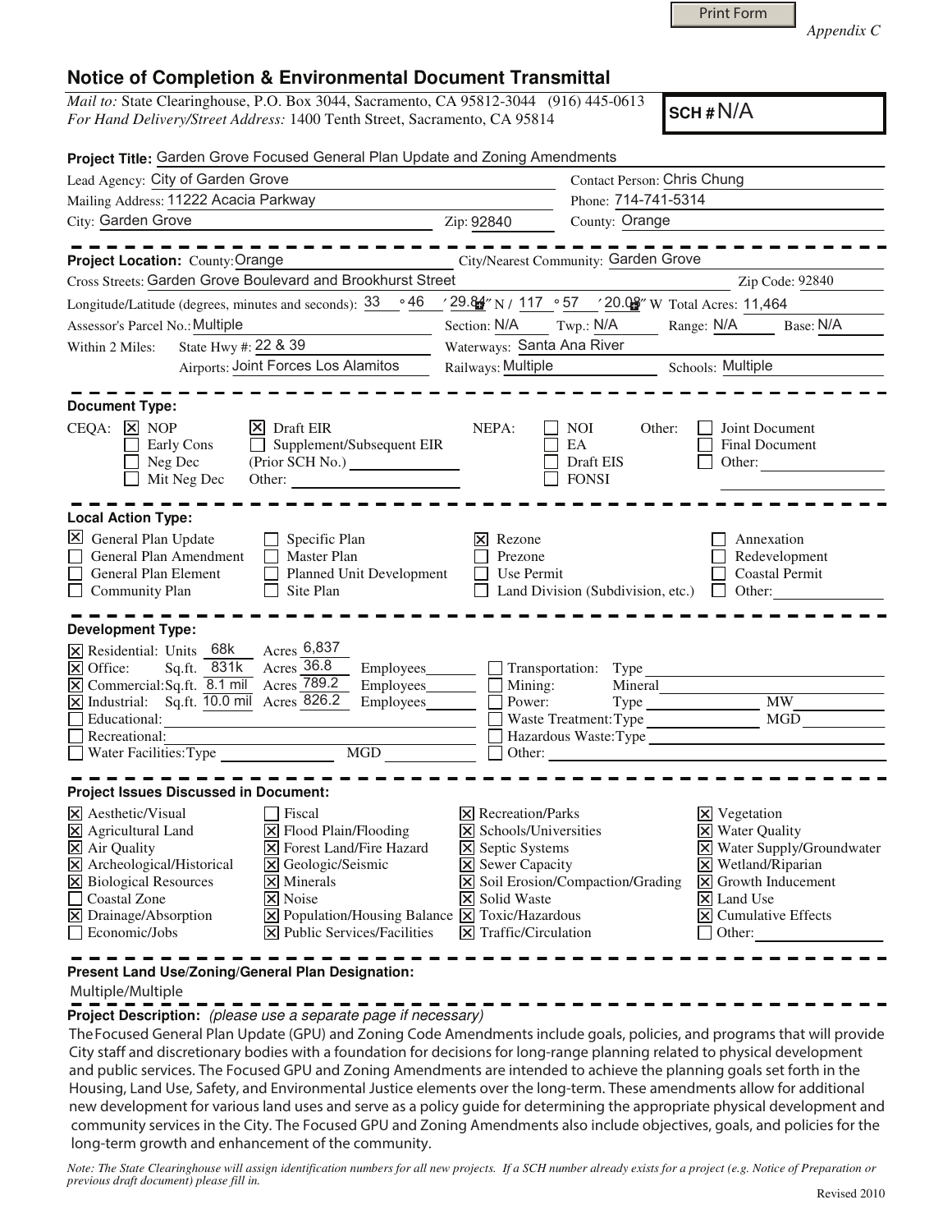Print Form

*Appendix C*

# Notice of Completion & Environmental Document Transmittal

*Mail to:* State Clearinghouse, P.O. Box 3044, Sacramento, CA 95812-3044 (916) 445-0613
*For Hand Delivery/Street Address:* 1400 Tenth Street, Sacramento, CA 95814

**SCH #** N/A

**Project Title:** Garden Grove Focused General Plan Update and Zoning Amendments

Lead Agency: City of Garden Grove
Contact Person: Chris Chung
Mailing Address: 11222 Acacia Parkway
Phone: 714-741-5314
City: Garden Grove Zip: 92840
County: Orange

---

**Project Location:** County: Orange City/Nearest Community: Garden Grove
Cross Streets: Garden Grove Boulevard and Brookhurst Street Zip Code: 92840
Longitude/Latitude (degrees, minutes and seconds): 33 °46 ′29.84″ N / 117 °57 ′20.08″ W Total Acres: 11,464
Assessor's Parcel No.: Multiple Section: N/A Twp.: N/A Range: N/A Base: N/A
Within 2 Miles: State Hwy #: 22 & 39 Waterways: Santa Ana River
Airports: Joint Forces Los Alamitos Railways: Multiple Schools: Multiple

---

**Document Type:**

CEQA: [x] NOP [x] Draft EIR [ ] Early Cons [ ] Supplement/Subsequent EIR [ ] Neg Dec (Prior SCH No.) ________ [ ] Mit Neg Dec Other: ________

NEPA: [ ] NOI [ ] EA [ ] Draft EIS [ ] FONSI

Other: [ ] Joint Document [ ] Final Document [ ] Other: ________

---

**Local Action Type:**

- [x] General Plan Update
- [ ] General Plan Amendment
- [ ] General Plan Element
- [ ] Community Plan
- [ ] Specific Plan
- [ ] Master Plan
- [ ] Planned Unit Development
- [ ] Site Plan
- [x] Rezone
- [ ] Prezone
- [ ] Use Permit
- [ ] Land Division (Subdivision, etc.)
- [ ] Annexation
- [ ] Redevelopment
- [ ] Coastal Permit
- [ ] Other: ________

---

**Development Type:**

- [x] Residential: Units 68k Acres 6,837
- [x] Office: Sq.ft. 831k Acres 36.8 Employees ____
- [x] Commercial: Sq.ft. 8.1 mil Acres 789.2 Employees ____
- [x] Industrial: Sq.ft. 10.0 mil Acres 826.2 Employees ____
- [ ] Educational: ____
- [ ] Recreational: ____
- [ ] Water Facilities: Type ____ MGD ____
- [ ] Transportation: Type ____
- [ ] Mining: Mineral ____
- [ ] Power: Type ____ MW ____
- [ ] Waste Treatment: Type ____ MGD ____
- [ ] Hazardous Waste: Type ____
- [ ] Other: ____

---

**Project Issues Discussed in Document:**

- [x] Aesthetic/Visual
- [x] Agricultural Land
- [x] Air Quality
- [x] Archeological/Historical
- [x] Biological Resources
- [ ] Coastal Zone
- [x] Drainage/Absorption
- [ ] Economic/Jobs
- [ ] Fiscal
- [x] Flood Plain/Flooding
- [x] Forest Land/Fire Hazard
- [x] Geologic/Seismic
- [x] Minerals
- [x] Noise
- [x] Population/Housing Balance
- [x] Public Services/Facilities
- [x] Recreation/Parks
- [x] Schools/Universities
- [x] Septic Systems
- [x] Sewer Capacity
- [x] Soil Erosion/Compaction/Grading
- [x] Solid Waste
- [x] Toxic/Hazardous
- [x] Traffic/Circulation
- [x] Vegetation
- [x] Water Quality
- [x] Water Supply/Groundwater
- [x] Wetland/Riparian
- [x] Growth Inducement
- [x] Land Use
- [x] Cumulative Effects
- [ ] Other: ________

---

**Present Land Use/Zoning/General Plan Designation:**

Multiple/Multiple

**Project Description:** *(please use a separate page if necessary)*

The Focused General Plan Update (GPU) and Zoning Code Amendments include goals, policies, and programs that will provide City staff and discretionary bodies with a foundation for decisions for long-range planning related to physical development and public services. The Focused GPU and Zoning Amendments are intended to achieve the planning goals set forth in the Housing, Land Use, Safety, and Environmental Justice elements over the long-term. These amendments allow for additional new development for various land uses and serve as a policy guide for determining the appropriate physical development and community services in the City. The Focused GPU and Zoning Amendments also include objectives, goals, and policies for the long-term growth and enhancement of the community.

*Note: The State Clearinghouse will assign identification numbers for all new projects. If a SCH number already exists for a project (e.g. Notice of Preparation or previous draft document) please fill in.*

Revised 2010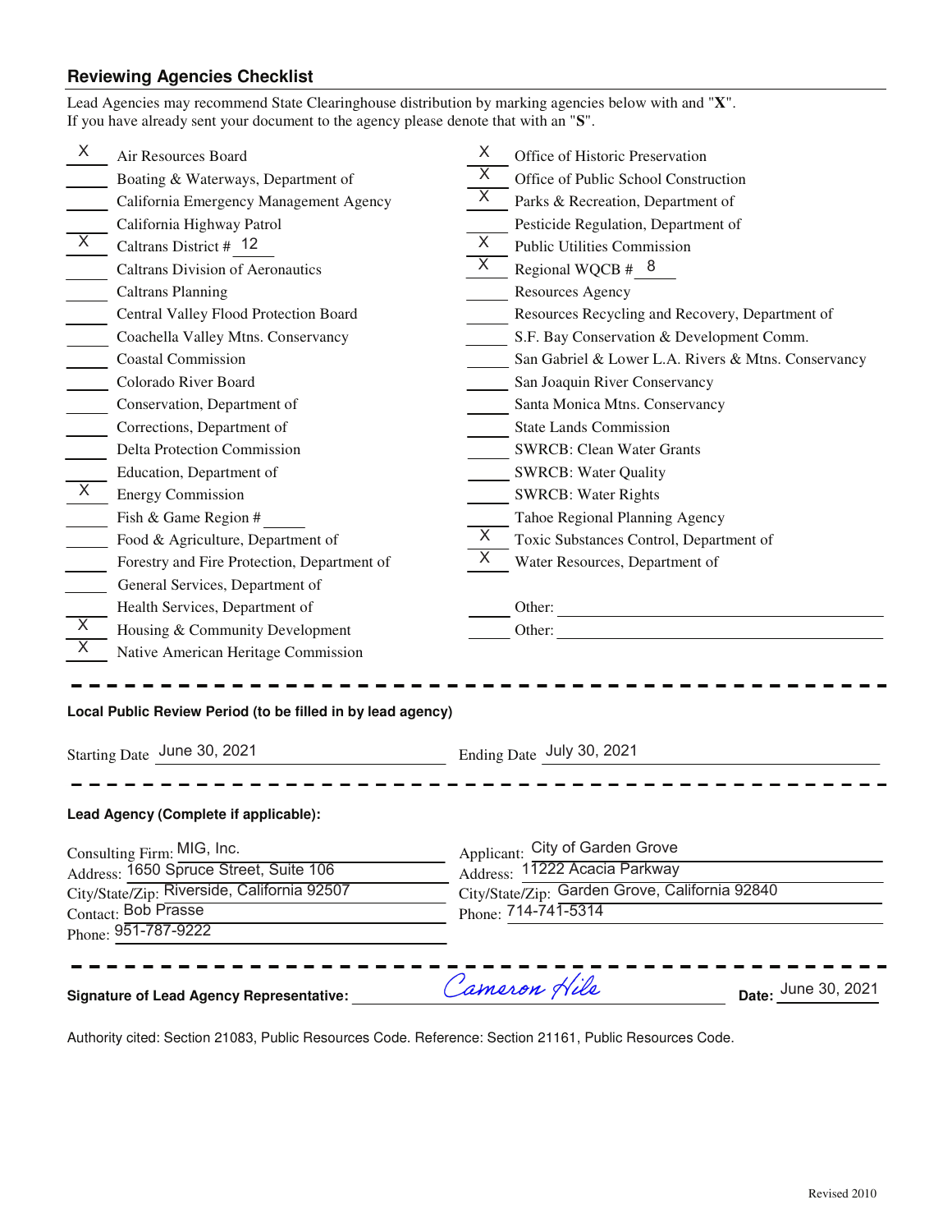## Reviewing Agencies Checklist

Lead Agencies may recommend State Clearinghouse distribution by marking agencies below with and "**X**".
If you have already sent your document to the agency please denote that with an "**S**".

| | | | |
|---|---|---|---|
| X | Air Resources Board | X | Office of Historic Preservation |
| | Boating & Waterways, Department of | X | Office of Public School Construction |
| | California Emergency Management Agency | X | Parks & Recreation, Department of |
| | California Highway Patrol | | Pesticide Regulation, Department of |
| X | Caltrans District # 12 | X | Public Utilities Commission |
| | Caltrans Division of Aeronautics | X | Regional WQCB # 8 |
| | Caltrans Planning | | Resources Agency |
| | Central Valley Flood Protection Board | | Resources Recycling and Recovery, Department of |
| | Coachella Valley Mtns. Conservancy | | S.F. Bay Conservation & Development Comm. |
| | Coastal Commission | | San Gabriel & Lower L.A. Rivers & Mtns. Conservancy |
| | Colorado River Board | | San Joaquin River Conservancy |
| | Conservation, Department of | | Santa Monica Mtns. Conservancy |
| | Corrections, Department of | | State Lands Commission |
| | Delta Protection Commission | | SWRCB: Clean Water Grants |
| | Education, Department of | | SWRCB: Water Quality |
| X | Energy Commission | | SWRCB: Water Rights |
| | Fish & Game Region # ____ | | Tahoe Regional Planning Agency |
| | Food & Agriculture, Department of | X | Toxic Substances Control, Department of |
| | Forestry and Fire Protection, Department of | X | Water Resources, Department of |
| | General Services, Department of | | |
| | Health Services, Department of | | Other: |
| X | Housing & Community Development | | Other: |
| X | Native American Heritage Commission | | |

---

**Local Public Review Period (to be filled in by lead agency)**

Starting Date June 30, 2021 Ending Date July 30, 2021

---

**Lead Agency (Complete if applicable):**

| | |
|---|---|
| Consulting Firm: MIG, Inc. | Applicant: City of Garden Grove |
| Address: 1650 Spruce Street, Suite 106 | Address: 11222 Acacia Parkway |
| City/State/Zip: Riverside, California 92507 | City/State/Zip: Garden Grove, California 92840 |
| Contact: Bob Prasse | Phone: 714-741-5314 |
| Phone: 951-787-9222 | |

---

**Signature of Lead Agency Representative:** Cameron Hile **Date:** June 30, 2021

Authority cited: Section 21083, Public Resources Code. Reference: Section 21161, Public Resources Code.

Revised 2010